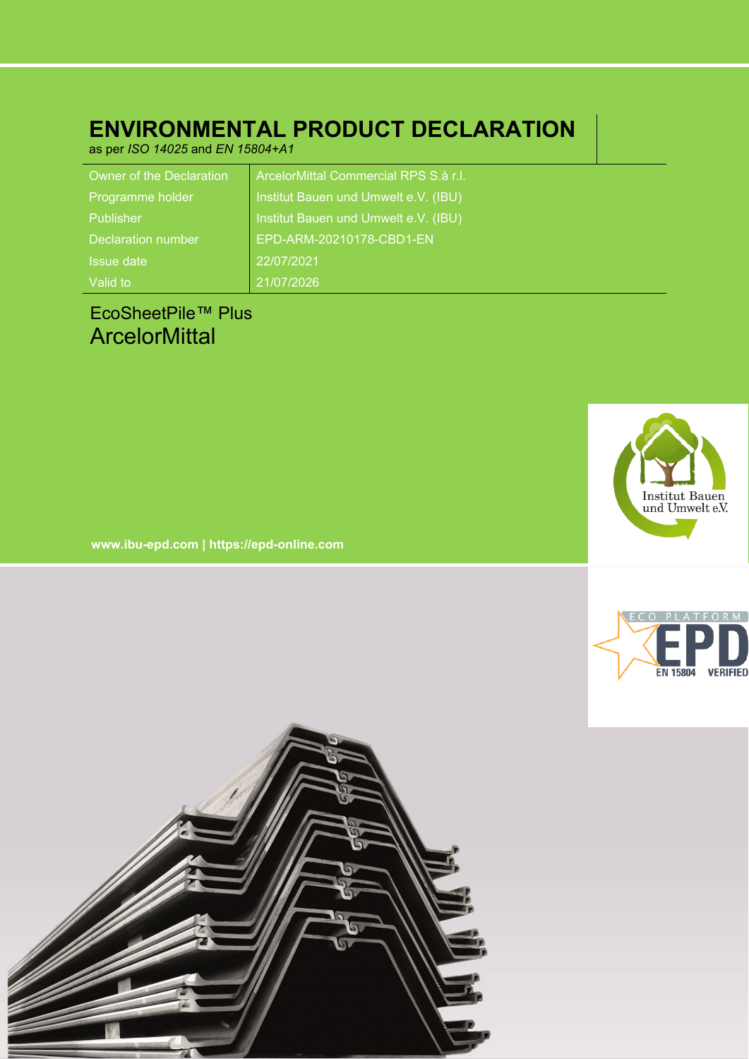# ENVIRONMENTAL PRODUCT DECLARATION

as per *ISO 14025* and *EN 15804+A1*

| Owner of the Declaration | ArcelorMittal Commercial RPS S.à r.l. |
|---|---|
| Programme holder | Institut Bauen und Umwelt e.V. (IBU) |
| Publisher | Institut Bauen und Umwelt e.V. (IBU) |
| Declaration number | EPD-ARM-20210178-CBD1-EN |
| Issue date | 22/07/2021 |
| Valid to | 21/07/2026 |

EcoSheetPile™ Plus

ArcelorMittal

**www.ibu-epd.com | https://epd-online.com**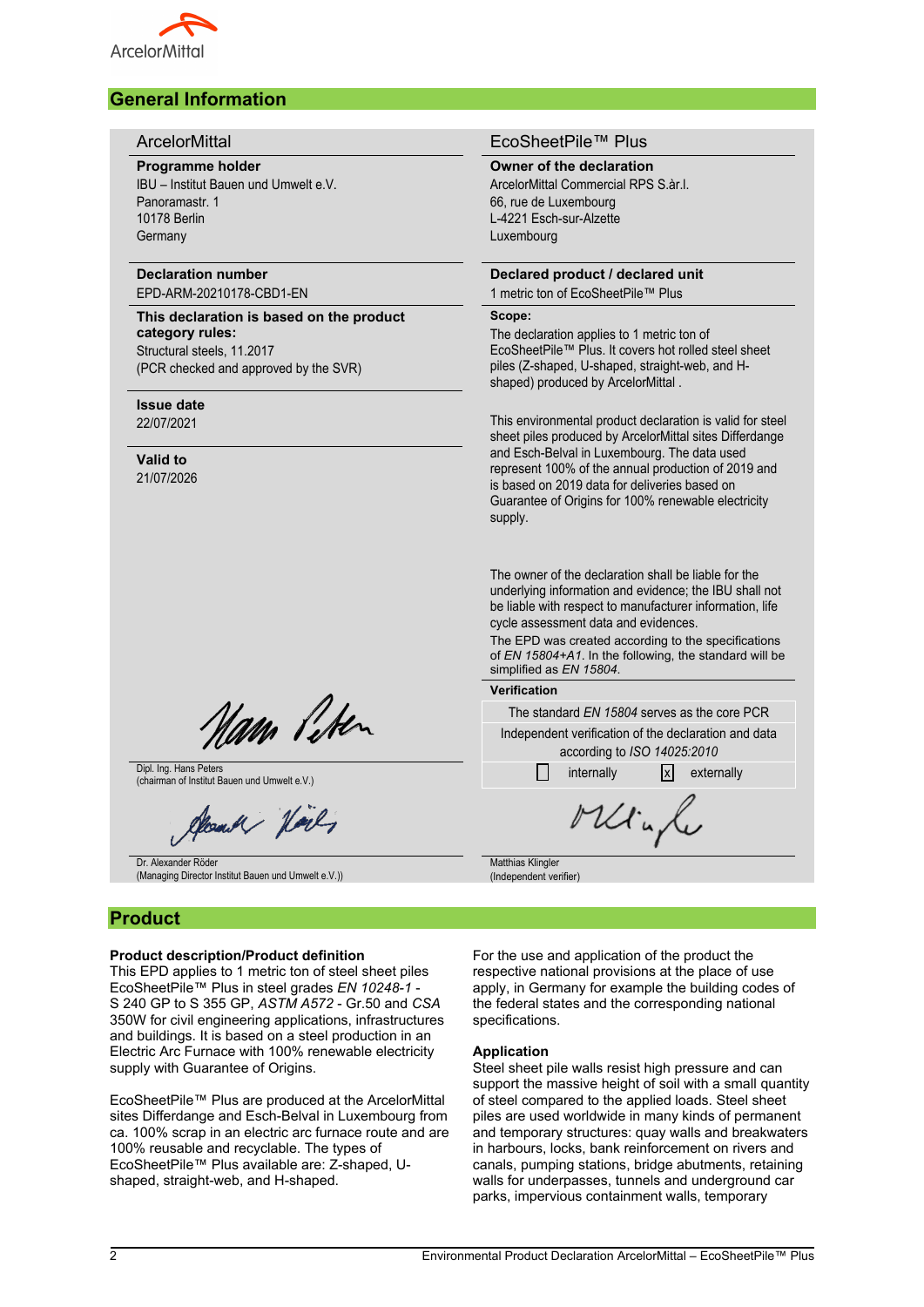## General Information

**ArcelorMittal**

**Programme holder**
IBU – Institut Bauen und Umwelt e.V.
Panoramastr. 1
10178 Berlin
Germany

**Declaration number**
EPD-ARM-20210178-CBD1-EN

**This declaration is based on the product category rules:**
Structural steels, 11.2017
(PCR checked and approved by the SVR)

**Issue date**
22/07/2021

**Valid to**
21/07/2026

Dipl. Ing. Hans Peters
(chairman of Institut Bauen und Umwelt e.V.)

Dr. Alexander Röder
(Managing Director Institut Bauen und Umwelt e.V.))

**EcoSheetPile™ Plus**

**Owner of the declaration**
ArcelorMittal Commercial RPS S.àr.l.
66, rue de Luxembourg
L-4221 Esch-sur-Alzette
Luxembourg

**Declared product / declared unit**
1 metric ton of EcoSheetPile™ Plus

**Scope:**
The declaration applies to 1 metric ton of EcoSheetPile™ Plus. It covers hot rolled steel sheet piles (Z-shaped, U-shaped, straight-web, and H-shaped) produced by ArcelorMittal .

This environmental product declaration is valid for steel sheet piles produced by ArcelorMittal sites Differdange and Esch-Belval in Luxembourg. The data used represent 100% of the annual production of 2019 and is based on 2019 data for deliveries based on Guarantee of Origins for 100% renewable electricity supply.

The owner of the declaration shall be liable for the underlying information and evidence; the IBU shall not be liable with respect to manufacturer information, life cycle assessment data and evidences.
The EPD was created according to the specifications of *EN 15804+A1*. In the following, the standard will be simplified as *EN 15804*.

**Verification**

The standard *EN 15804* serves as the core PCR

Independent verification of the declaration and data according to *ISO 14025:2010*

☐ internally ☒ externally

Matthias Klingler
(Independent verifier)

## Product

### Product description/Product definition

This EPD applies to 1 metric ton of steel sheet piles EcoSheetPile™ Plus in steel grades *EN 10248-1* - S 240 GP to S 355 GP, *ASTM A572* - Gr.50 and *CSA* 350W for civil engineering applications, infrastructures and buildings. It is based on a steel production in an Electric Arc Furnace with 100% renewable electricity supply with Guarantee of Origins.

EcoSheetPile™ Plus are produced at the ArcelorMittal sites Differdange and Esch-Belval in Luxembourg from ca. 100% scrap in an electric arc furnace route and are 100% reusable and recyclable. The types of EcoSheetPile™ Plus available are: Z-shaped, U-shaped, straight-web, and H-shaped.

For the use and application of the product the respective national provisions at the place of use apply, in Germany for example the building codes of the federal states and the corresponding national specifications.

### Application

Steel sheet pile walls resist high pressure and can support the massive height of soil with a small quantity of steel compared to the applied loads. Steel sheet piles are used worldwide in many kinds of permanent and temporary structures: quay walls and breakwaters in harbours, locks, bank reinforcement on rivers and canals, pumping stations, bridge abutments, retaining walls for underpasses, tunnels and underground car parks, impervious containment walls, temporary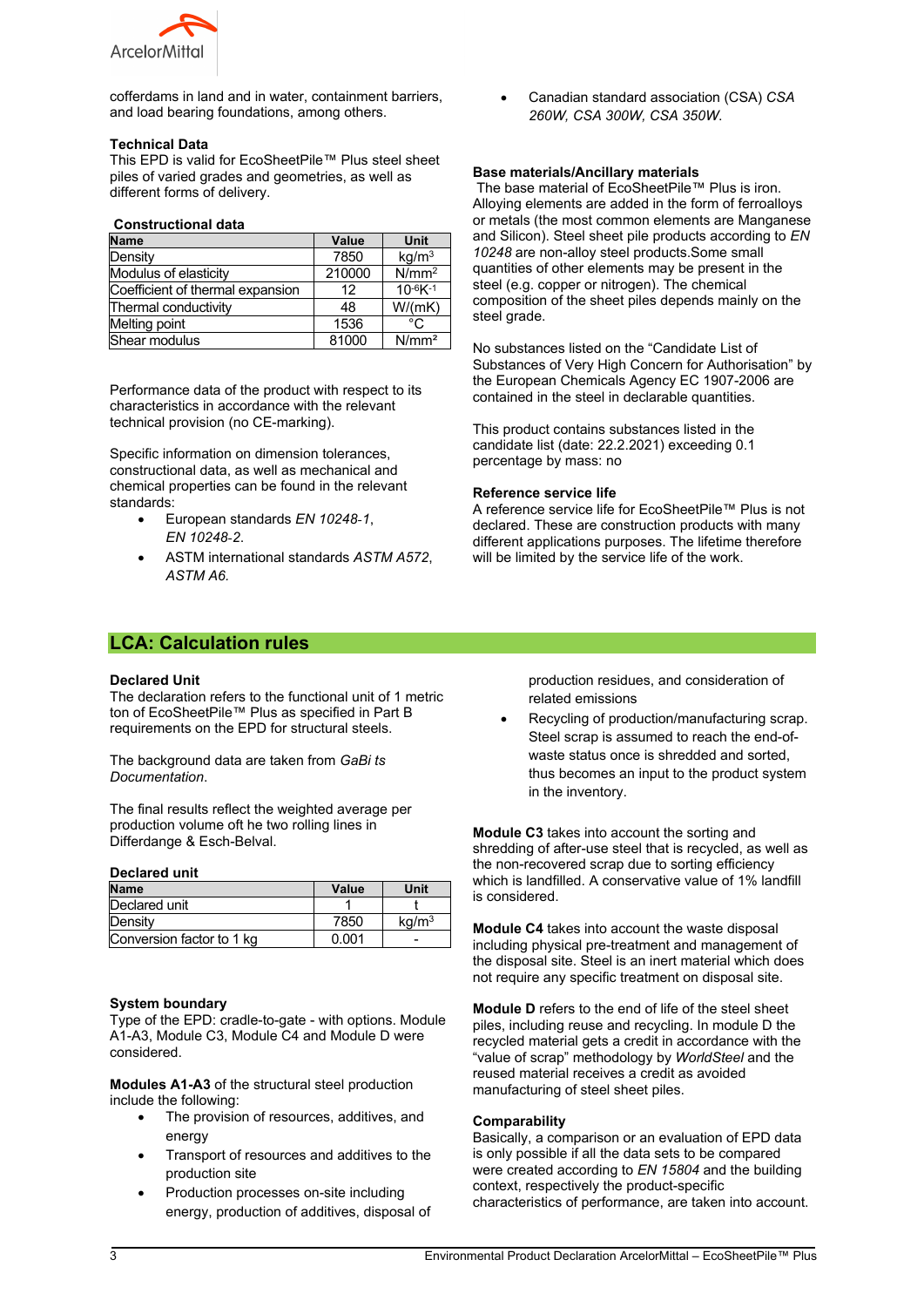cofferdams in land and in water, containment barriers, and load bearing foundations, among others.

**Technical Data**

This EPD is valid for EcoSheetPile™ Plus steel sheet piles of varied grades and geometries, as well as different forms of delivery.

**Constructional data**

| Name | Value | Unit |
|---|---|---|
| Density | 7850 | $kg/m^3$ |
| Modulus of elasticity | 210000 | $N/mm^2$ |
| Coefficient of thermal expansion | 12 | $10^{-6}K^{-1}$ |
| Thermal conductivity | 48 | W/(mK) |
| Melting point | 1536 | °C |
| Shear modulus | 81000 | $N/mm^2$ |

Performance data of the product with respect to its characteristics in accordance with the relevant technical provision (no CE-marking).

Specific information on dimension tolerances, constructional data, as well as mechanical and chemical properties can be found in the relevant standards:

- European standards *EN 10248-1*, *EN 10248-2*.
- ASTM international standards *ASTM A572*, *ASTM A6.*
- Canadian standard association (CSA) *CSA 260W, CSA 300W, CSA 350W.*

**Base materials/Ancillary materials**

The base material of EcoSheetPile™ Plus is iron. Alloying elements are added in the form of ferroalloys or metals (the most common elements are Manganese and Silicon). Steel sheet pile products according to *EN 10248* are non-alloy steel products.Some small quantities of other elements may be present in the steel (e.g. copper or nitrogen). The chemical composition of the sheet piles depends mainly on the steel grade.

No substances listed on the "Candidate List of Substances of Very High Concern for Authorisation" by the European Chemicals Agency EC 1907-2006 are contained in the steel in declarable quantities.

This product contains substances listed in the candidate list (date: 22.2.2021) exceeding 0.1 percentage by mass: no

**Reference service life**

A reference service life for EcoSheetPile™ Plus is not declared. These are construction products with many different applications purposes. The lifetime therefore will be limited by the service life of the work.

## LCA: Calculation rules

**Declared Unit**

The declaration refers to the functional unit of 1 metric ton of EcoSheetPile™ Plus as specified in Part B requirements on the EPD for structural steels.

The background data are taken from *GaBi ts Documentation*.

The final results reflect the weighted average per production volume oft he two rolling lines in Differdange & Esch-Belval.

**Declared unit**

| Name | Value | Unit |
|---|---|---|
| Declared unit | 1 | t |
| Density | 7850 | $kg/m^3$ |
| Conversion factor to 1 kg | 0.001 | - |

**System boundary**

Type of the EPD: cradle-to-gate - with options. Module A1-A3, Module C3, Module C4 and Module D were considered.

**Modules A1-A3** of the structural steel production include the following:

- The provision of resources, additives, and energy
- Transport of resources and additives to the production site
- Production processes on-site including energy, production of additives, disposal of production residues, and consideration of related emissions
- Recycling of production/manufacturing scrap. Steel scrap is assumed to reach the end-of-waste status once is shredded and sorted, thus becomes an input to the product system in the inventory.

**Module C3** takes into account the sorting and shredding of after-use steel that is recycled, as well as the non-recovered scrap due to sorting efficiency which is landfilled. A conservative value of 1% landfill is considered.

**Module C4** takes into account the waste disposal including physical pre-treatment and management of the disposal site. Steel is an inert material which does not require any specific treatment on disposal site.

**Module D** refers to the end of life of the steel sheet piles, including reuse and recycling. In module D the recycled material gets a credit in accordance with the "value of scrap" methodology by *WorldSteel* and the reused material receives a credit as avoided manufacturing of steel sheet piles.

**Comparability**

Basically, a comparison or an evaluation of EPD data is only possible if all the data sets to be compared were created according to *EN 15804* and the building context, respectively the product-specific characteristics of performance, are taken into account.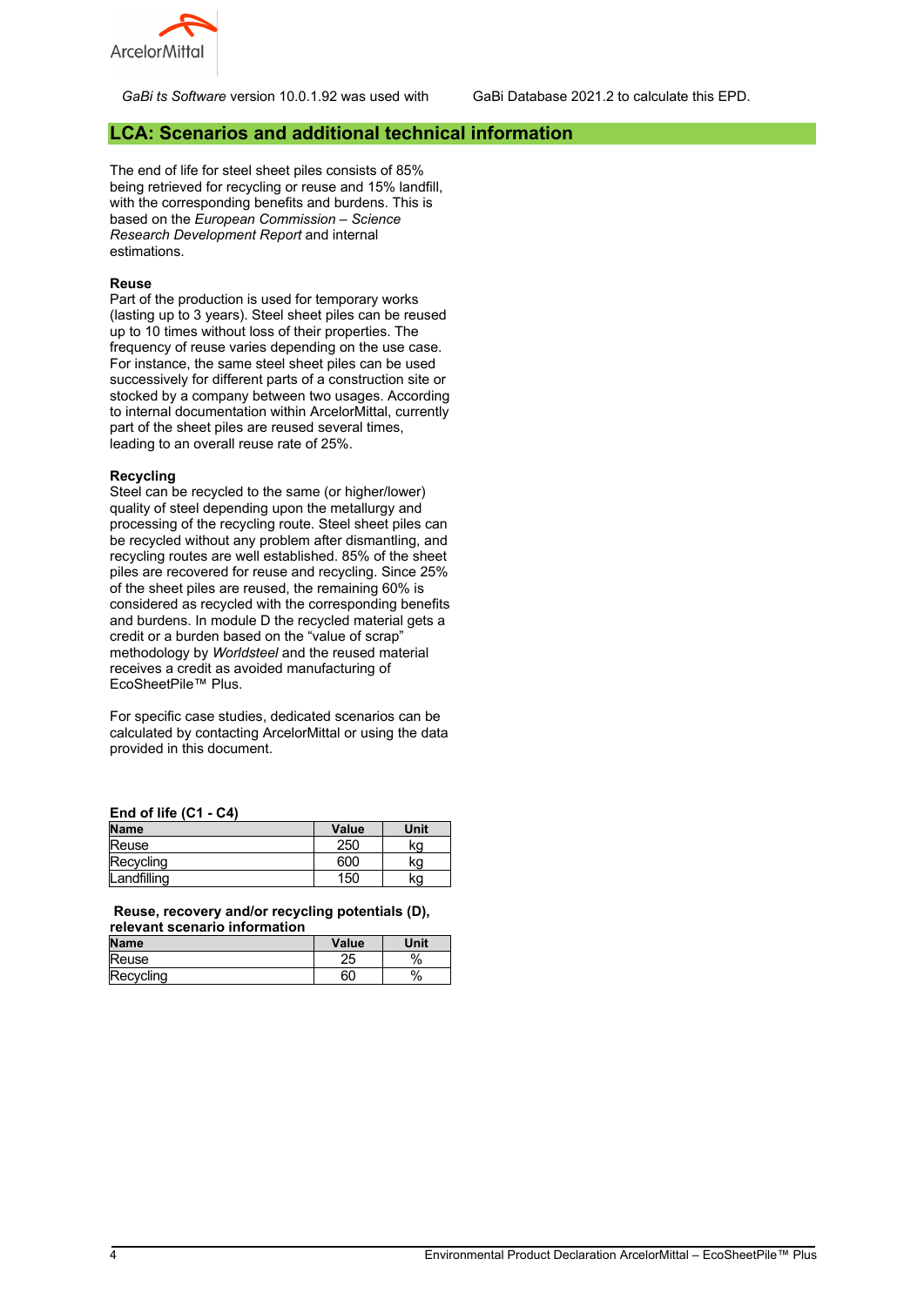*GaBi ts Software* version 10.0.1.92 was used with GaBi Database 2021.2 to calculate this EPD.

## LCA: Scenarios and additional technical information

The end of life for steel sheet piles consists of 85% being retrieved for recycling or reuse and 15% landfill, with the corresponding benefits and burdens. This is based on the *European Commission – Science Research Development Report* and internal estimations.

**Reuse**
Part of the production is used for temporary works (lasting up to 3 years). Steel sheet piles can be reused up to 10 times without loss of their properties. The frequency of reuse varies depending on the use case. For instance, the same steel sheet piles can be used successively for different parts of a construction site or stocked by a company between two usages. According to internal documentation within ArcelorMittal, currently part of the sheet piles are reused several times, leading to an overall reuse rate of 25%.

**Recycling**
Steel can be recycled to the same (or higher/lower) quality of steel depending upon the metallurgy and processing of the recycling route. Steel sheet piles can be recycled without any problem after dismantling, and recycling routes are well established. 85% of the sheet piles are recovered for reuse and recycling. Since 25% of the sheet piles are reused, the remaining 60% is considered as recycled with the corresponding benefits and burdens. In module D the recycled material gets a credit or a burden based on the "value of scrap" methodology by *Worldsteel* and the reused material receives a credit as avoided manufacturing of EcoSheetPile™ Plus.

For specific case studies, dedicated scenarios can be calculated by contacting ArcelorMittal or using the data provided in this document.

**End of life (C1 - C4)**

| Name | Value | Unit |
|---|---|---|
| Reuse | 250 | kg |
| Recycling | 600 | kg |
| Landfilling | 150 | kg |

**Reuse, recovery and/or recycling potentials (D), relevant scenario information**

| Name | Value | Unit |
|---|---|---|
| Reuse | 25 | % |
| Recycling | 60 | % |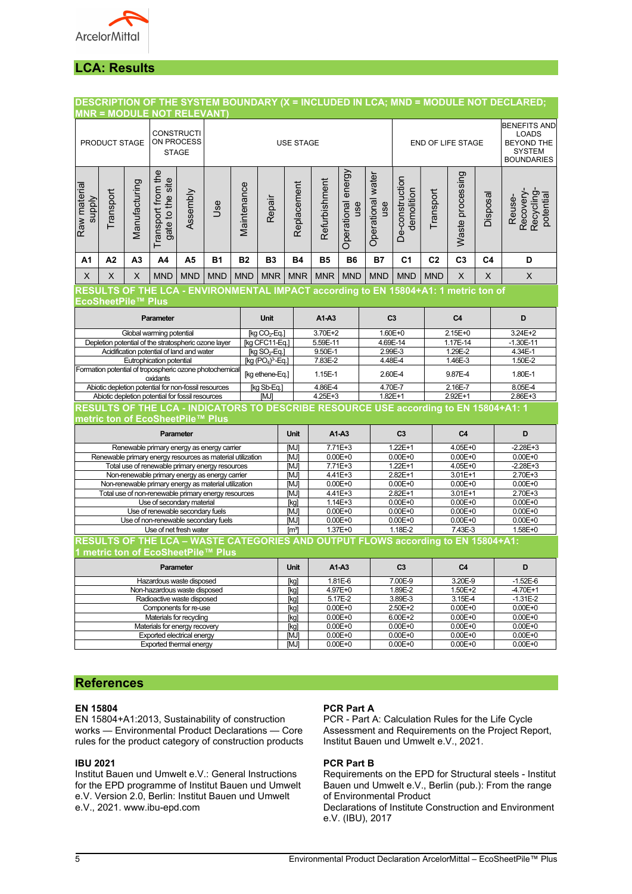## LCA: Results

### DESCRIPTION OF THE SYSTEM BOUNDARY (X = INCLUDED IN LCA; MND = MODULE NOT DECLARED; MNR = MODULE NOT RELEVANT)

| PRODUCT STAGE | | | CONSTRUCTION PROCESS STAGE | | USE STAGE | | | | | | | END OF LIFE STAGE | | | | BENEFITS AND LOADS BEYOND THE SYSTEM BOUNDARIES |
|---|---|---|---|---|---|---|---|---|---|---|---|---|---|---|---|---|
| Raw material supply | Transport | Manufacturing | Transport from the gate to the site | Assembly | Use | Maintenance | Repair | Replacement | Refurbishment | Operational energy use | Operational water use | De-construction demolition | Transport | Waste processing | Disposal | Reuse- Recovery- Recycling- potential |
| A1 | A2 | A3 | A4 | A5 | B1 | B2 | B3 | B4 | B5 | B6 | B7 | C1 | C2 | C3 | C4 | D |
| X | X | X | MND | MND | MND | MND | MNR | MNR | MNR | MND | MND | MND | MND | X | X | X |

### RESULTS OF THE LCA - ENVIRONMENTAL IMPACT according to EN 15804+A1: 1 metric ton of EcoSheetPile™ Plus

| Parameter | Unit | A1-A3 | C3 | C4 | D |
|---|---|---|---|---|---|
| Global warming potential | [kg $CO_2$-Eq.] | 3.70E+2 | 1.60E+0 | 2.15E+0 | 3.24E+2 |
| Depletion potential of the stratospheric ozone layer | [kg CFC11-Eq.] | 5.59E-11 | 4.69E-14 | 1.17E-14 | -1.30E-11 |
| Acidification potential of land and water | [kg $SO_2$-Eq.] | 9.50E-1 | 2.99E-3 | 1.29E-2 | 4.34E-1 |
| Eutrophication potential | [kg $(PO_4)^{3-}$-Eq.] | 7.83E-2 | 4.48E-4 | 1.46E-3 | 1.50E-2 |
| Formation potential of tropospheric ozone photochemical oxidants | [kg ethene-Eq.] | 1.15E-1 | 2.60E-4 | 9.87E-4 | 1.80E-1 |
| Abiotic depletion potential for non-fossil resources | [kg Sb-Eq.] | 4.86E-4 | 4.70E-7 | 2.16E-7 | 8.05E-4 |
| Abiotic depletion potential for fossil resources | [MJ] | 4.25E+3 | 1.82E+1 | 2.92E+1 | 2.86E+3 |

### RESULTS OF THE LCA - INDICATORS TO DESCRIBE RESOURCE USE according to EN 15804+A1: 1 metric ton of EcoSheetPile™ Plus

| Parameter | Unit | A1-A3 | C3 | C4 | D |
|---|---|---|---|---|---|
| Renewable primary energy as energy carrier | [MJ] | 7.71E+3 | 1.22E+1 | 4.05E+0 | -2.28E+3 |
| Renewable primary energy resources as material utilization | [MJ] | 0.00E+0 | 0.00E+0 | 0.00E+0 | 0.00E+0 |
| Total use of renewable primary energy resources | [MJ] | 7.71E+3 | 1.22E+1 | 4.05E+0 | -2.28E+3 |
| Non-renewable primary energy as energy carrier | [MJ] | 4.41E+3 | 2.82E+1 | 3.01E+1 | 2.70E+3 |
| Non-renewable primary energy as material utilization | [MJ] | 0.00E+0 | 0.00E+0 | 0.00E+0 | 0.00E+0 |
| Total use of non-renewable primary energy resources | [MJ] | 4.41E+3 | 2.82E+1 | 3.01E+1 | 2.70E+3 |
| Use of secondary material | [kg] | 1.14E+3 | 0.00E+0 | 0.00E+0 | 0.00E+0 |
| Use of renewable secondary fuels | [MJ] | 0.00E+0 | 0.00E+0 | 0.00E+0 | 0.00E+0 |
| Use of non-renewable secondary fuels | [MJ] | 0.00E+0 | 0.00E+0 | 0.00E+0 | 0.00E+0 |
| Use of net fresh water | [$m^3$] | 1.37E+0 | 1.18E-2 | 7.43E-3 | 1.58E+0 |

### RESULTS OF THE LCA – WASTE CATEGORIES AND OUTPUT FLOWS according to EN 15804+A1: 1 metric ton of EcoSheetPile™ Plus

| Parameter | Unit | A1-A3 | C3 | C4 | D |
|---|---|---|---|---|---|
| Hazardous waste disposed | [kg] | 1.81E-6 | 7.00E-9 | 3.20E-9 | -1.52E-6 |
| Non-hazardous waste disposed | [kg] | 4.97E+0 | 1.89E-2 | 1.50E+2 | -4.70E+1 |
| Radioactive waste disposed | [kg] | 5.17E-2 | 3.89E-3 | 3.15E-4 | -1.31E-2 |
| Components for re-use | [kg] | 0.00E+0 | 2.50E+2 | 0.00E+0 | 0.00E+0 |
| Materials for recycling | [kg] | 0.00E+0 | 6.00E+2 | 0.00E+0 | 0.00E+0 |
| Materials for energy recovery | [kg] | 0.00E+0 | 0.00E+0 | 0.00E+0 | 0.00E+0 |
| Exported electrical energy | [MJ] | 0.00E+0 | 0.00E+0 | 0.00E+0 | 0.00E+0 |
| Exported thermal energy | [MJ] | 0.00E+0 | 0.00E+0 | 0.00E+0 | 0.00E+0 |

## References

**EN 15804**
EN 15804+A1:2013, Sustainability of construction works — Environmental Product Declarations — Core rules for the product category of construction products

**IBU 2021**
Institut Bauen und Umwelt e.V.: General Instructions for the EPD programme of Institut Bauen und Umwelt e.V. Version 2.0, Berlin: Institut Bauen und Umwelt e.V., 2021. www.ibu-epd.com

**PCR Part A**
PCR - Part A: Calculation Rules for the Life Cycle Assessment and Requirements on the Project Report, Institut Bauen und Umwelt e.V., 2021.

**PCR Part B**
Requirements on the EPD for Structural steels - Institut Bauen und Umwelt e.V., Berlin (pub.): From the range of Environmental Product
Declarations of Institute Construction and Environment e.V. (IBU), 2017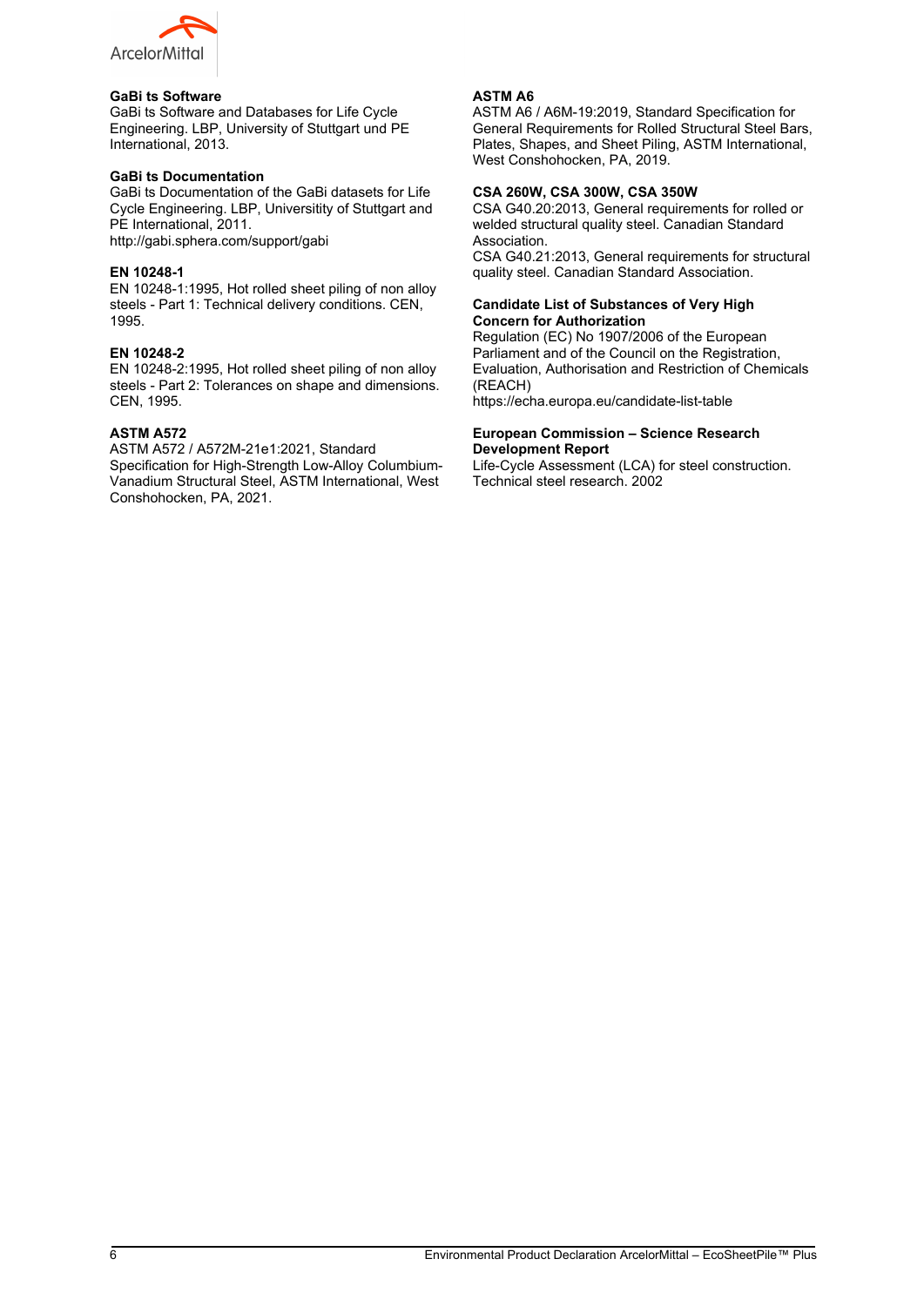**GaBi ts Software**
GaBi ts Software and Databases for Life Cycle Engineering. LBP, University of Stuttgart und PE International, 2013.

**GaBi ts Documentation**
GaBi ts Documentation of the GaBi datasets for Life Cycle Engineering. LBP, Universitity of Stuttgart and PE International, 2011.
http://gabi.sphera.com/support/gabi

**EN 10248-1**
EN 10248-1:1995, Hot rolled sheet piling of non alloy steels - Part 1: Technical delivery conditions. CEN, 1995.

**EN 10248-2**
EN 10248-2:1995, Hot rolled sheet piling of non alloy steels - Part 2: Tolerances on shape and dimensions. CEN, 1995.

**ASTM A572**
ASTM A572 / A572M-21e1:2021, Standard Specification for High-Strength Low-Alloy Columbium-Vanadium Structural Steel, ASTM International, West Conshohocken, PA, 2021.

**ASTM A6**
ASTM A6 / A6M-19:2019, Standard Specification for General Requirements for Rolled Structural Steel Bars, Plates, Shapes, and Sheet Piling, ASTM International, West Conshohocken, PA, 2019.

**CSA 260W, CSA 300W, CSA 350W**
CSA G40.20:2013, General requirements for rolled or welded structural quality steel. Canadian Standard Association.
CSA G40.21:2013, General requirements for structural quality steel. Canadian Standard Association.

**Candidate List of Substances of Very High Concern for Authorization**
Regulation (EC) No 1907/2006 of the European Parliament and of the Council on the Registration, Evaluation, Authorisation and Restriction of Chemicals (REACH)
https://echa.europa.eu/candidate-list-table

**European Commission – Science Research Development Report**
Life-Cycle Assessment (LCA) for steel construction. Technical steel research. 2002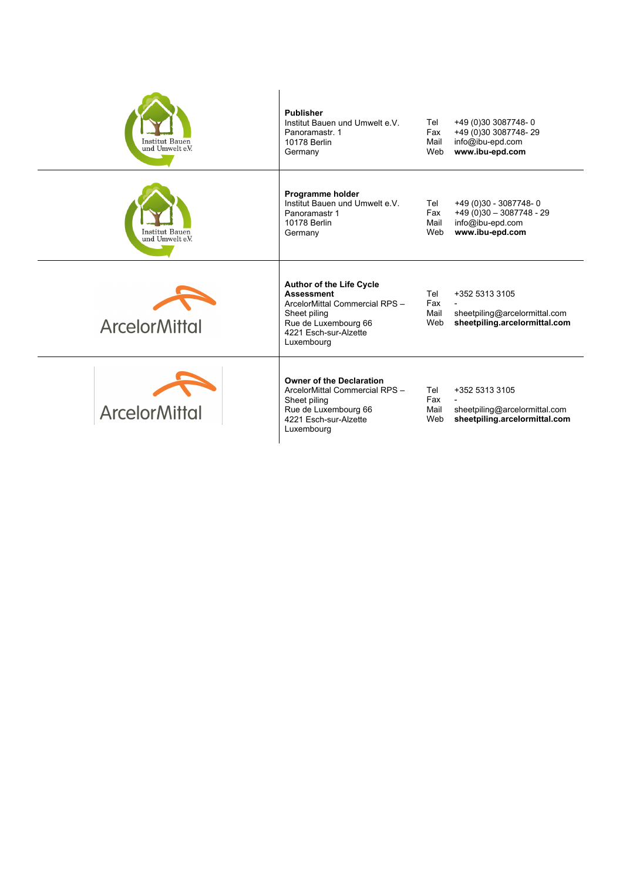**Publisher**
Institut Bauen und Umwelt e.V.
Panoramastr. 1
10178 Berlin
Germany

Tel +49 (0)30 3087748- 0
Fax +49 (0)30 3087748- 29
Mail info@ibu-epd.com
Web **www.ibu-epd.com**

**Programme holder**
Institut Bauen und Umwelt e.V.
Panoramastr 1
10178 Berlin
Germany

Tel +49 (0)30 - 3087748- 0
Fax +49 (0)30 – 3087748 - 29
Mail info@ibu-epd.com
Web **www.ibu-epd.com**

**Author of the Life Cycle Assessment**
ArcelorMittal Commercial RPS – Sheet piling
Rue de Luxembourg 66
4221 Esch-sur-Alzette
Luxembourg

Tel +352 5313 3105
Fax -
Mail sheetpiling@arcelormittal.com
Web **sheetpiling.arcelormittal.com**

**Owner of the Declaration**
ArcelorMittal Commercial RPS – Sheet piling
Rue de Luxembourg 66
4221 Esch-sur-Alzette
Luxembourg

Tel +352 5313 3105
Fax -
Mail sheetpiling@arcelormittal.com
Web **sheetpiling.arcelormittal.com**